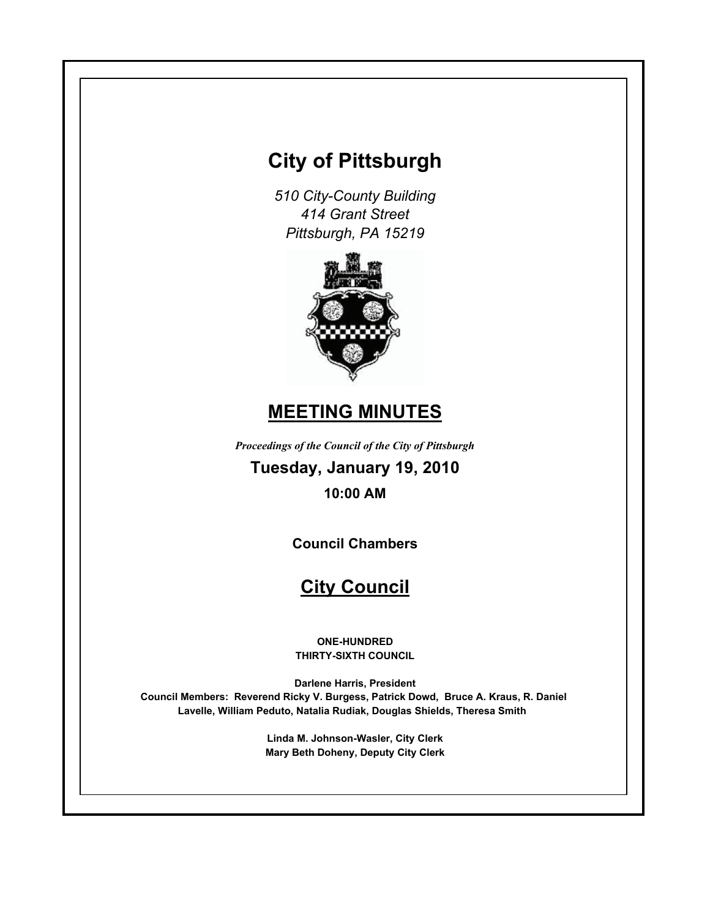# City of Pittsburgh

*510 City-County Building*
*414 Grant Street*
*Pittsburgh, PA 15219*

## MEETING MINUTES

*Proceedings of the Council of the City of Pittsburgh*

**Tuesday, January 19, 2010**

**10:00 AM**

**Council Chambers**

## City Council

**ONE-HUNDRED**
**THIRTY-SIXTH COUNCIL**

**Darlene Harris, President**
**Council Members: Reverend Ricky V. Burgess, Patrick Dowd, Bruce A. Kraus, R. Daniel Lavelle, William Peduto, Natalia Rudiak, Douglas Shields, Theresa Smith**

**Linda M. Johnson-Wasler, City Clerk**
**Mary Beth Doheny, Deputy City Clerk**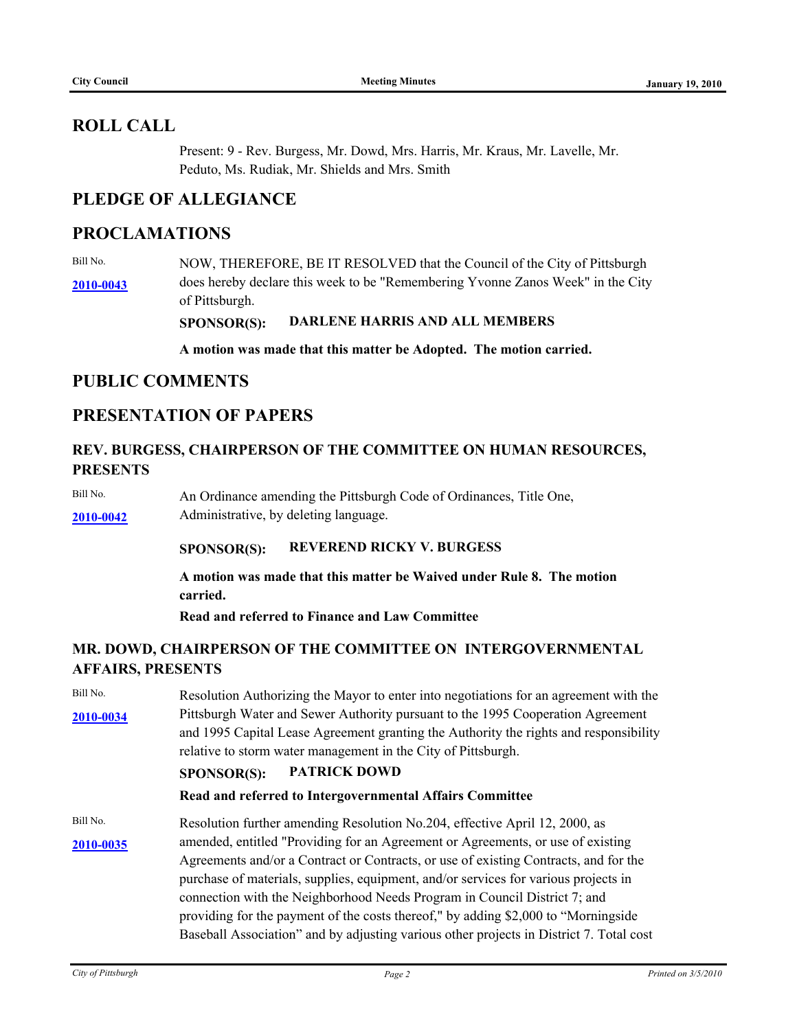## ROLL CALL

Present: 9 - Rev. Burgess, Mr. Dowd, Mrs. Harris, Mr. Kraus, Mr. Lavelle, Mr. Peduto, Ms. Rudiak, Mr. Shields and Mrs. Smith

## PLEDGE OF ALLEGIANCE

## PROCLAMATIONS

Bill No. **2010-0043**

NOW, THEREFORE, BE IT RESOLVED that the Council of the City of Pittsburgh does hereby declare this week to be "Remembering Yvonne Zanos Week" in the City of Pittsburgh.

**SPONSOR(S): DARLENE HARRIS AND ALL MEMBERS**

**A motion was made that this matter be Adopted. The motion carried.**

## PUBLIC COMMENTS

## PRESENTATION OF PAPERS

### REV. BURGESS, CHAIRPERSON OF THE COMMITTEE ON HUMAN RESOURCES, PRESENTS

Bill No. **2010-0042**

An Ordinance amending the Pittsburgh Code of Ordinances, Title One, Administrative, by deleting language.

**SPONSOR(S): REVEREND RICKY V. BURGESS**

**A motion was made that this matter be Waived under Rule 8. The motion carried.**

**Read and referred to Finance and Law Committee**

### MR. DOWD, CHAIRPERSON OF THE COMMITTEE ON INTERGOVERNMENTAL AFFAIRS, PRESENTS

Bill No. **2010-0034**

Resolution Authorizing the Mayor to enter into negotiations for an agreement with the Pittsburgh Water and Sewer Authority pursuant to the 1995 Cooperation Agreement and 1995 Capital Lease Agreement granting the Authority the rights and responsibility relative to storm water management in the City of Pittsburgh.

**SPONSOR(S): PATRICK DOWD**

**Read and referred to Intergovernmental Affairs Committee**

Bill No. **2010-0035**

Resolution further amending Resolution No.204, effective April 12, 2000, as amended, entitled "Providing for an Agreement or Agreements, or use of existing Agreements and/or a Contract or Contracts, or use of existing Contracts, and for the purchase of materials, supplies, equipment, and/or services for various projects in connection with the Neighborhood Needs Program in Council District 7; and providing for the payment of the costs thereof," by adding $2,000 to "Morningside Baseball Association" and by adjusting various other projects in District 7. Total cost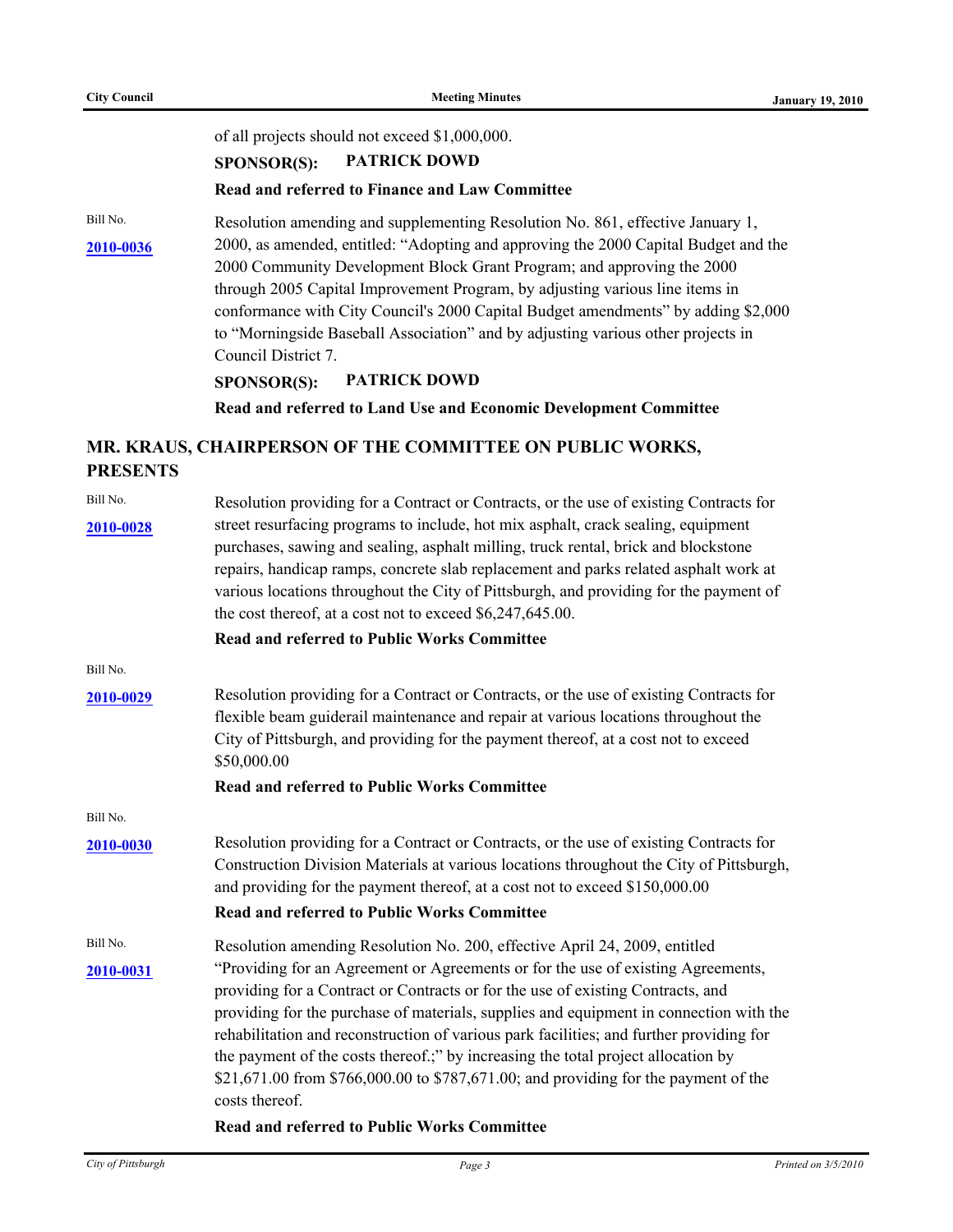of all projects should not exceed $1,000,000.

**SPONSOR(S): PATRICK DOWD**

**Read and referred to Finance and Law Committee**

Bill No. **2010-0036**

Resolution amending and supplementing Resolution No. 861, effective January 1, 2000, as amended, entitled: "Adopting and approving the 2000 Capital Budget and the 2000 Community Development Block Grant Program; and approving the 2000 through 2005 Capital Improvement Program, by adjusting various line items in conformance with City Council's 2000 Capital Budget amendments" by adding $2,000 to "Morningside Baseball Association" and by adjusting various other projects in Council District 7.

**SPONSOR(S): PATRICK DOWD**

**Read and referred to Land Use and Economic Development Committee**

## MR. KRAUS, CHAIRPERSON OF THE COMMITTEE ON PUBLIC WORKS, PRESENTS

Bill No. **2010-0028**

Resolution providing for a Contract or Contracts, or the use of existing Contracts for street resurfacing programs to include, hot mix asphalt, crack sealing, equipment purchases, sawing and sealing, asphalt milling, truck rental, brick and blockstone repairs, handicap ramps, concrete slab replacement and parks related asphalt work at various locations throughout the City of Pittsburgh, and providing for the payment of the cost thereof, at a cost not to exceed $6,247,645.00.

**Read and referred to Public Works Committee**

Bill No. **2010-0029**

Resolution providing for a Contract or Contracts, or the use of existing Contracts for flexible beam guiderail maintenance and repair at various locations throughout the City of Pittsburgh, and providing for the payment thereof, at a cost not to exceed $50,000.00

**Read and referred to Public Works Committee**

Bill No. **2010-0030**

Resolution providing for a Contract or Contracts, or the use of existing Contracts for Construction Division Materials at various locations throughout the City of Pittsburgh, and providing for the payment thereof, at a cost not to exceed $150,000.00

**Read and referred to Public Works Committee**

Bill No. **2010-0031**

Resolution amending Resolution No. 200, effective April 24, 2009, entitled "Providing for an Agreement or Agreements or for the use of existing Agreements, providing for a Contract or Contracts or for the use of existing Contracts, and providing for the purchase of materials, supplies and equipment in connection with the rehabilitation and reconstruction of various park facilities; and further providing for the payment of the costs thereof.;" by increasing the total project allocation by $21,671.00 from $766,000.00 to $787,671.00; and providing for the payment of the costs thereof.

**Read and referred to Public Works Committee**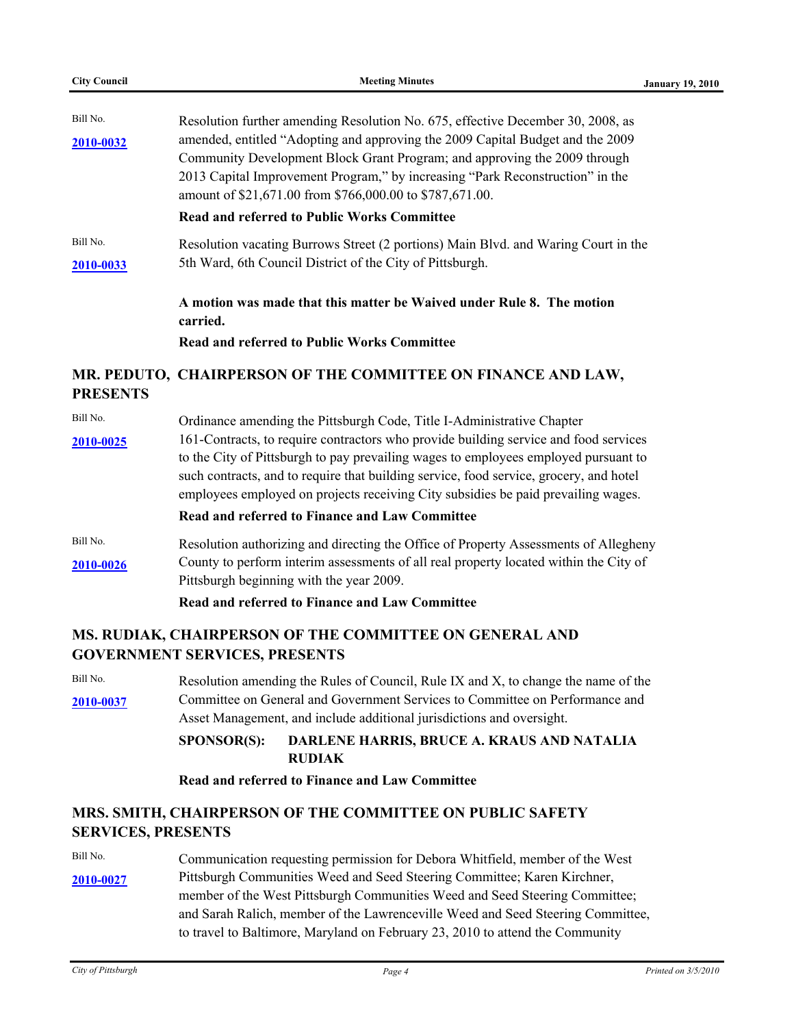Bill No.

**2010-0032**

Resolution further amending Resolution No. 675, effective December 30, 2008, as amended, entitled "Adopting and approving the 2009 Capital Budget and the 2009 Community Development Block Grant Program; and approving the 2009 through 2013 Capital Improvement Program," by increasing "Park Reconstruction" in the amount of $21,671.00 from $766,000.00 to $787,671.00.

**Read and referred to Public Works Committee**

Bill No.

**2010-0033**

Resolution vacating Burrows Street (2 portions) Main Blvd. and Waring Court in the 5th Ward, 6th Council District of the City of Pittsburgh.

**A motion was made that this matter be Waived under Rule 8. The motion carried.**

**Read and referred to Public Works Committee**

## MR. PEDUTO, CHAIRPERSON OF THE COMMITTEE ON FINANCE AND LAW, PRESENTS

Bill No.

**2010-0025**

Ordinance amending the Pittsburgh Code, Title I-Administrative Chapter 161-Contracts, to require contractors who provide building service and food services to the City of Pittsburgh to pay prevailing wages to employees employed pursuant to such contracts, and to require that building service, food service, grocery, and hotel employees employed on projects receiving City subsidies be paid prevailing wages.

**Read and referred to Finance and Law Committee**

Bill No.

**2010-0026**

Resolution authorizing and directing the Office of Property Assessments of Allegheny County to perform interim assessments of all real property located within the City of Pittsburgh beginning with the year 2009.

**Read and referred to Finance and Law Committee**

## MS. RUDIAK, CHAIRPERSON OF THE COMMITTEE ON GENERAL AND GOVERNMENT SERVICES, PRESENTS

Bill No.

**2010-0037**

Resolution amending the Rules of Council, Rule IX and X, to change the name of the Committee on General and Government Services to Committee on Performance and Asset Management, and include additional jurisdictions and oversight.

**SPONSOR(S): DARLENE HARRIS, BRUCE A. KRAUS AND NATALIA RUDIAK**

**Read and referred to Finance and Law Committee**

## MRS. SMITH, CHAIRPERSON OF THE COMMITTEE ON PUBLIC SAFETY SERVICES, PRESENTS

Bill No.

**2010-0027**

Communication requesting permission for Debora Whitfield, member of the West Pittsburgh Communities Weed and Seed Steering Committee; Karen Kirchner, member of the West Pittsburgh Communities Weed and Seed Steering Committee; and Sarah Ralich, member of the Lawrenceville Weed and Seed Steering Committee, to travel to Baltimore, Maryland on February 23, 2010 to attend the Community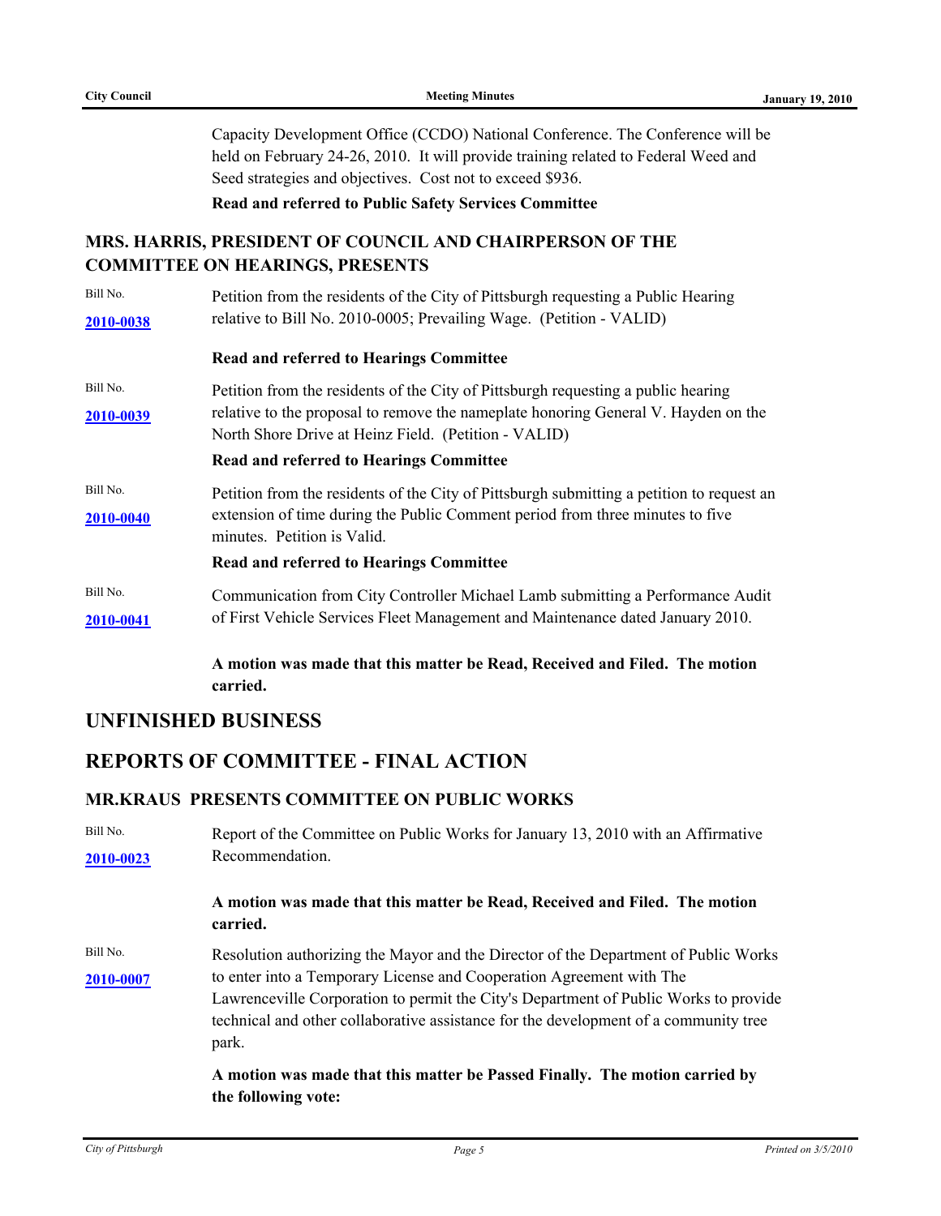Capacity Development Office (CCDO) National Conference. The Conference will be held on February 24-26, 2010. It will provide training related to Federal Weed and Seed strategies and objectives. Cost not to exceed $936.

**Read and referred to Public Safety Services Committee**

### MRS. HARRIS, PRESIDENT OF COUNCIL AND CHAIRPERSON OF THE COMMITTEE ON HEARINGS, PRESENTS

Bill No. **2010-0038**

Petition from the residents of the City of Pittsburgh requesting a Public Hearing relative to Bill No. 2010-0005; Prevailing Wage. (Petition - VALID)

**Read and referred to Hearings Committee**

Bill No. **2010-0039**

Petition from the residents of the City of Pittsburgh requesting a public hearing relative to the proposal to remove the nameplate honoring General V. Hayden on the North Shore Drive at Heinz Field. (Petition - VALID)

**Read and referred to Hearings Committee**

Bill No. **2010-0040**

Petition from the residents of the City of Pittsburgh submitting a petition to request an extension of time during the Public Comment period from three minutes to five minutes. Petition is Valid.

**Read and referred to Hearings Committee**

Bill No. **2010-0041**

Communication from City Controller Michael Lamb submitting a Performance Audit of First Vehicle Services Fleet Management and Maintenance dated January 2010.

**A motion was made that this matter be Read, Received and Filed. The motion carried.**

## UNFINISHED BUSINESS

## REPORTS OF COMMITTEE - FINAL ACTION

### MR.KRAUS PRESENTS COMMITTEE ON PUBLIC WORKS

Bill No. **2010-0023**

Report of the Committee on Public Works for January 13, 2010 with an Affirmative Recommendation.

**A motion was made that this matter be Read, Received and Filed. The motion carried.**

Bill No. **2010-0007**

Resolution authorizing the Mayor and the Director of the Department of Public Works to enter into a Temporary License and Cooperation Agreement with The Lawrenceville Corporation to permit the City's Department of Public Works to provide technical and other collaborative assistance for the development of a community tree park.

**A motion was made that this matter be Passed Finally. The motion carried by the following vote:**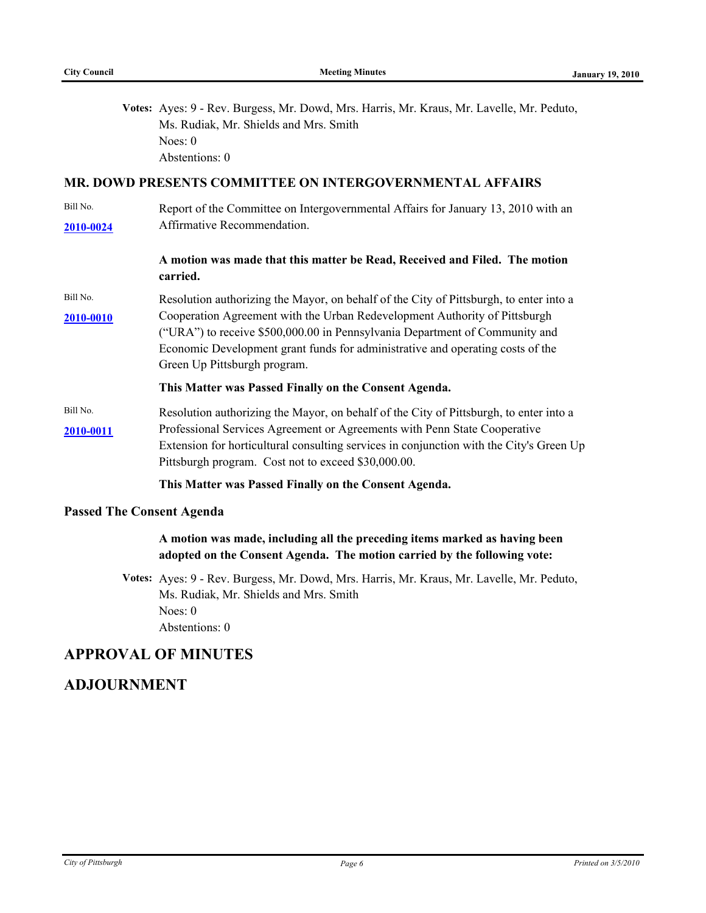**Votes:** Ayes: 9 - Rev. Burgess, Mr. Dowd, Mrs. Harris, Mr. Kraus, Mr. Lavelle, Mr. Peduto, Ms. Rudiak, Mr. Shields and Mrs. Smith
Noes: 0
Abstentions: 0

### MR. DOWD PRESENTS COMMITTEE ON INTERGOVERNMENTAL AFFAIRS

Bill No. **2010-0024**

Report of the Committee on Intergovernmental Affairs for January 13, 2010 with an Affirmative Recommendation.

**A motion was made that this matter be Read, Received and Filed. The motion carried.**

Bill No. **2010-0010**

Resolution authorizing the Mayor, on behalf of the City of Pittsburgh, to enter into a Cooperation Agreement with the Urban Redevelopment Authority of Pittsburgh ("URA") to receive $500,000.00 in Pennsylvania Department of Community and Economic Development grant funds for administrative and operating costs of the Green Up Pittsburgh program.

**This Matter was Passed Finally on the Consent Agenda.**

Bill No. **2010-0011**

Resolution authorizing the Mayor, on behalf of the City of Pittsburgh, to enter into a Professional Services Agreement or Agreements with Penn State Cooperative Extension for horticultural consulting services in conjunction with the City's Green Up Pittsburgh program. Cost not to exceed $30,000.00.

**This Matter was Passed Finally on the Consent Agenda.**

### Passed The Consent Agenda

**A motion was made, including all the preceding items marked as having been adopted on the Consent Agenda. The motion carried by the following vote:**

**Votes:** Ayes: 9 - Rev. Burgess, Mr. Dowd, Mrs. Harris, Mr. Kraus, Mr. Lavelle, Mr. Peduto, Ms. Rudiak, Mr. Shields and Mrs. Smith
Noes: 0
Abstentions: 0

## APPROVAL OF MINUTES

## ADJOURNMENT